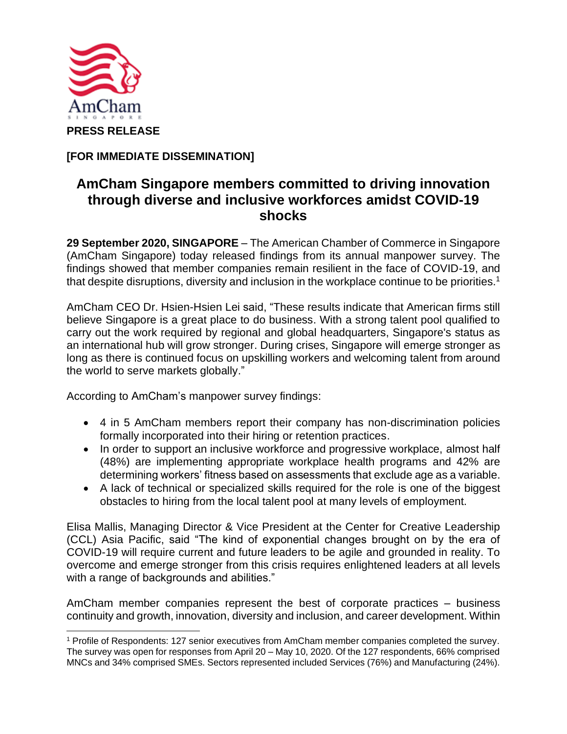**PRESS RELEASE**

**[FOR IMMEDIATE DISSEMINATION]**

# AmCham Singapore members committed to driving innovation through diverse and inclusive workforces amidst COVID-19 shocks

**29 September 2020, SINGAPORE** – The American Chamber of Commerce in Singapore (AmCham Singapore) today released findings from its annual manpower survey. The findings showed that member companies remain resilient in the face of COVID-19, and that despite disruptions, diversity and inclusion in the workplace continue to be priorities.[1]

AmCham CEO Dr. Hsien-Hsien Lei said, "These results indicate that American firms still believe Singapore is a great place to do business. With a strong talent pool qualified to carry out the work required by regional and global headquarters, Singapore's status as an international hub will grow stronger. During crises, Singapore will emerge stronger as long as there is continued focus on upskilling workers and welcoming talent from around the world to serve markets globally."

According to AmCham's manpower survey findings:

- 4 in 5 AmCham members report their company has non-discrimination policies formally incorporated into their hiring or retention practices.
- In order to support an inclusive workforce and progressive workplace, almost half (48%) are implementing appropriate workplace health programs and 42% are determining workers' fitness based on assessments that exclude age as a variable.
- A lack of technical or specialized skills required for the role is one of the biggest obstacles to hiring from the local talent pool at many levels of employment.

Elisa Mallis, Managing Director & Vice President at the Center for Creative Leadership (CCL) Asia Pacific, said "The kind of exponential changes brought on by the era of COVID-19 will require current and future leaders to be agile and grounded in reality. To overcome and emerge stronger from this crisis requires enlightened leaders at all levels with a range of backgrounds and abilities."

AmCham member companies represent the best of corporate practices – business continuity and growth, innovation, diversity and inclusion, and career development. Within

---

[1] Profile of Respondents: 127 senior executives from AmCham member companies completed the survey. The survey was open for responses from April 20 – May 10, 2020. Of the 127 respondents, 66% comprised MNCs and 34% comprised SMEs. Sectors represented included Services (76%) and Manufacturing (24%).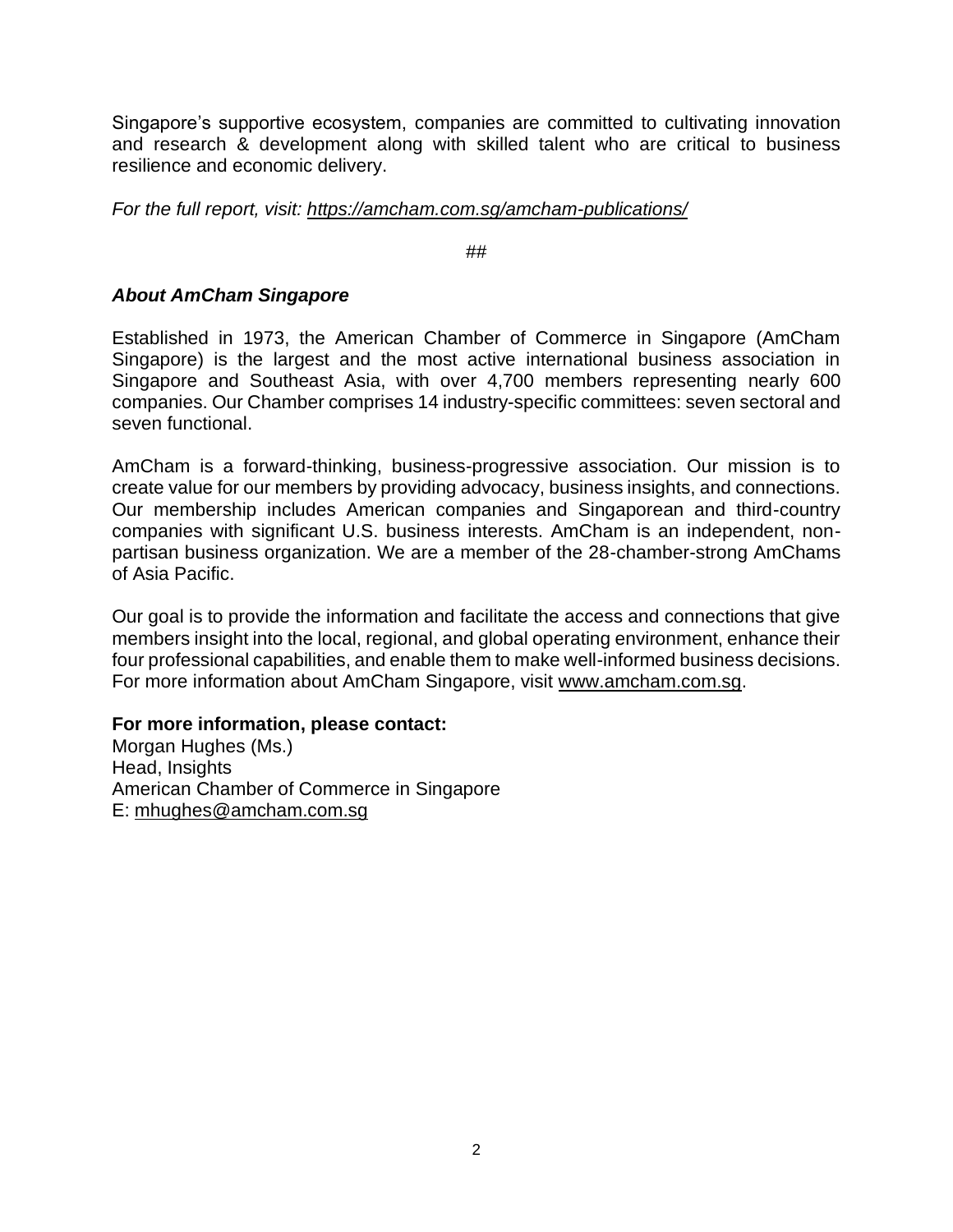Singapore's supportive ecosystem, companies are committed to cultivating innovation and research & development along with skilled talent who are critical to business resilience and economic delivery.

*For the full report, visit: https://amcham.com.sg/amcham-publications/*

##

### *About AmCham Singapore*

Established in 1973, the American Chamber of Commerce in Singapore (AmCham Singapore) is the largest and the most active international business association in Singapore and Southeast Asia, with over 4,700 members representing nearly 600 companies. Our Chamber comprises 14 industry-specific committees: seven sectoral and seven functional.

AmCham is a forward-thinking, business-progressive association. Our mission is to create value for our members by providing advocacy, business insights, and connections. Our membership includes American companies and Singaporean and third-country companies with significant U.S. business interests. AmCham is an independent, non-partisan business organization. We are a member of the 28-chamber-strong AmChams of Asia Pacific.

Our goal is to provide the information and facilitate the access and connections that give members insight into the local, regional, and global operating environment, enhance their four professional capabilities, and enable them to make well-informed business decisions. For more information about AmCham Singapore, visit www.amcham.com.sg.

**For more information, please contact:**
Morgan Hughes (Ms.)
Head, Insights
American Chamber of Commerce in Singapore
E: mhughes@amcham.com.sg